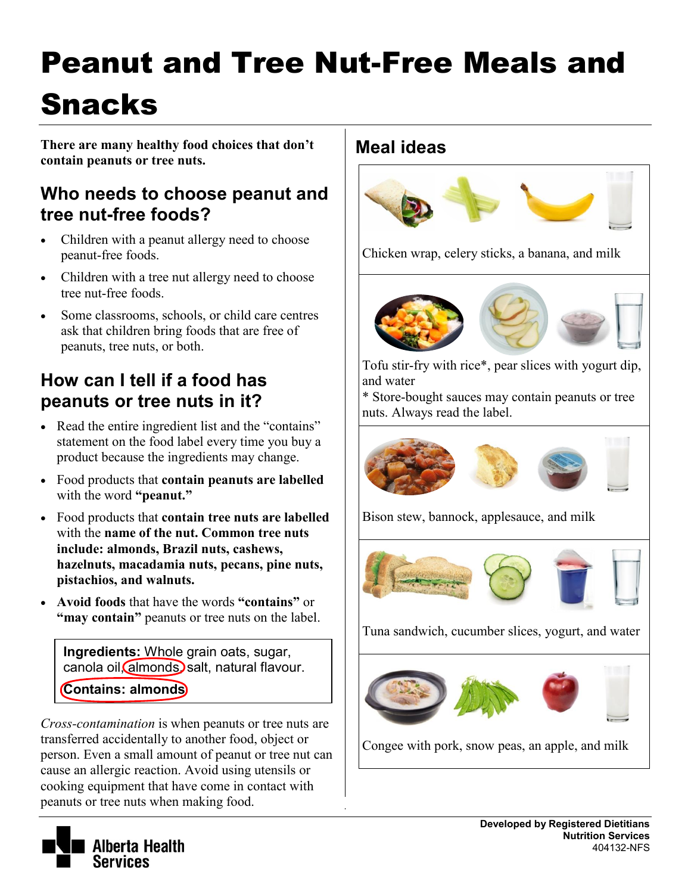# Peanut and Tree Nut-Free Meals and Snacks

**There are many healthy food choices that don't contain peanuts or tree nuts.**

## Who needs to choose peanut and tree nut-free foods?

- Children with a peanut allergy need to choose peanut-free foods.
- Children with a tree nut allergy need to choose tree nut-free foods.
- Some classrooms, schools, or child care centres ask that children bring foods that are free of peanuts, tree nuts, or both.

## How can I tell if a food has peanuts or tree nuts in it?

- Read the entire ingredient list and the "contains" statement on the food label every time you buy a product because the ingredients may change.
- Food products that **contain peanuts are labelled** with the word **"peanut."**
- Food products that **contain tree nuts are labelled** with the **name of the nut. Common tree nuts include: almonds, Brazil nuts, cashews, hazelnuts, macadamia nuts, pecans, pine nuts, pistachios, and walnuts.**
- **Avoid foods** that have the words **"contains"** or **"may contain"** peanuts or tree nuts on the label.

> **Ingredients:** Whole grain oats, sugar, canola oil, almonds, salt, natural flavour.
>
> **Contains: almonds**

*Cross-contamination* is when peanuts or tree nuts are transferred accidentally to another food, object or person. Even a small amount of peanut or tree nut can cause an allergic reaction. Avoid using utensils or cooking equipment that have come in contact with peanuts or tree nuts when making food.

## Meal ideas

Chicken wrap, celery sticks, a banana, and milk

Tofu stir-fry with rice*, pear slices with yogurt dip, and water

* Store-bought sauces may contain peanuts or tree nuts. Always read the label.

Bison stew, bannock, applesauce, and milk

Tuna sandwich, cucumber slices, yogurt, and water

Congee with pork, snow peas, an apple, and milk

**Developed by Registered Dietitians**
**Nutrition Services**
404132-NFS

Alberta Health Services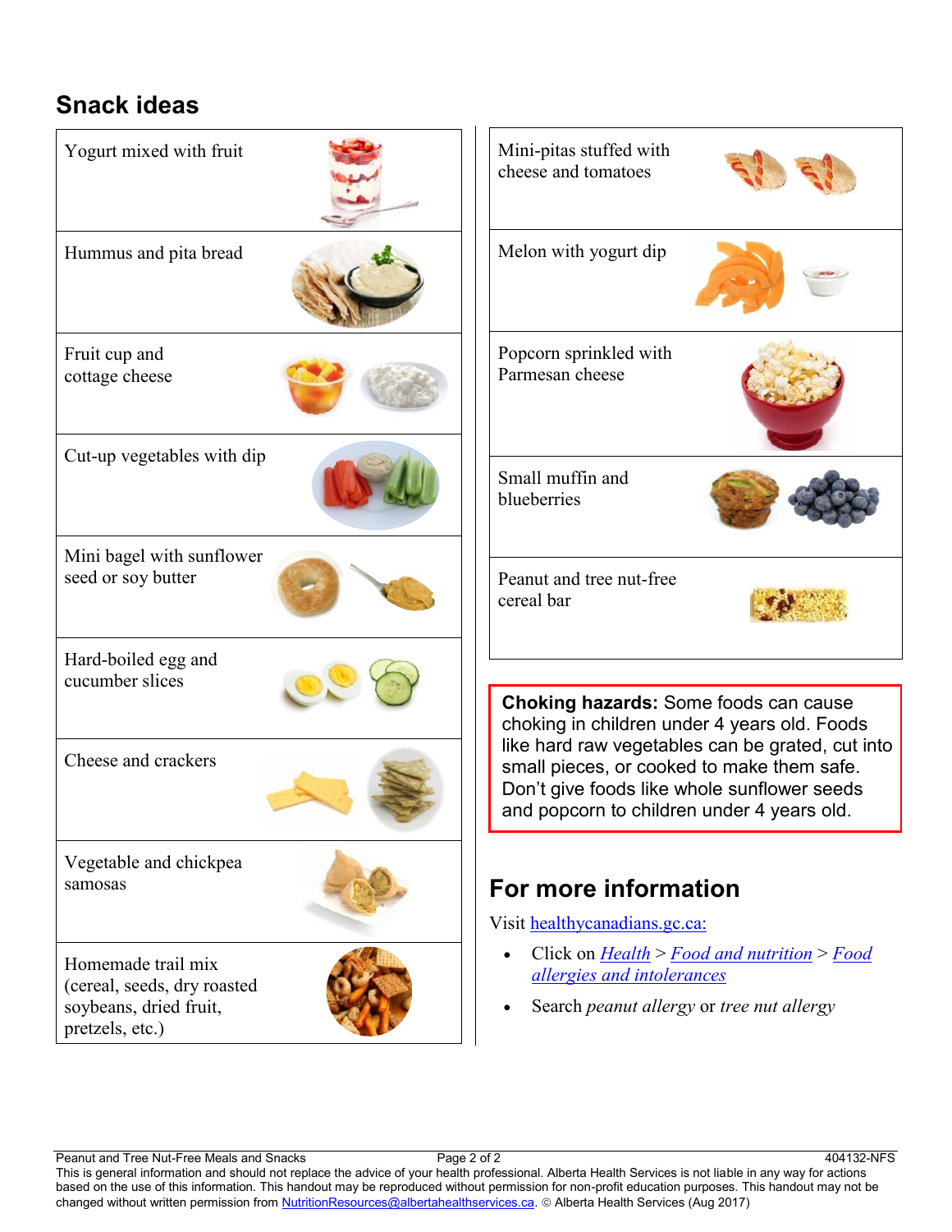## Snack ideas

- Yogurt mixed with fruit
- Hummus and pita bread
- Fruit cup and cottage cheese
- Cut-up vegetables with dip
- Mini bagel with sunflower seed or soy butter
- Hard-boiled egg and cucumber slices
- Cheese and crackers
- Vegetable and chickpea samosas
- Homemade trail mix (cereal, seeds, dry roasted soybeans, dried fruit, pretzels, etc.)
- Mini-pitas stuffed with cheese and tomatoes
- Melon with yogurt dip
- Popcorn sprinkled with Parmesan cheese
- Small muffin and blueberries
- Peanut and tree nut-free cereal bar

**Choking hazards:** Some foods can cause choking in children under 4 years old. Foods like hard raw vegetables can be grated, cut into small pieces, or cooked to make them safe. Don't give foods like whole sunflower seeds and popcorn to children under 4 years old.

## For more information

Visit healthycanadians.gc.ca:

- Click on *Health* > *Food and nutrition* > *Food allergies and intolerances*
- Search *peanut allergy* or *tree nut allergy*

This is general information and should not replace the advice of your health professional. Alberta Health Services is not liable in any way for actions based on the use of this information. This handout may be reproduced without permission for non-profit education purposes. This handout may not be changed without written permission from NutritionResources@albertahealthservices.ca. © Alberta Health Services (Aug 2017)